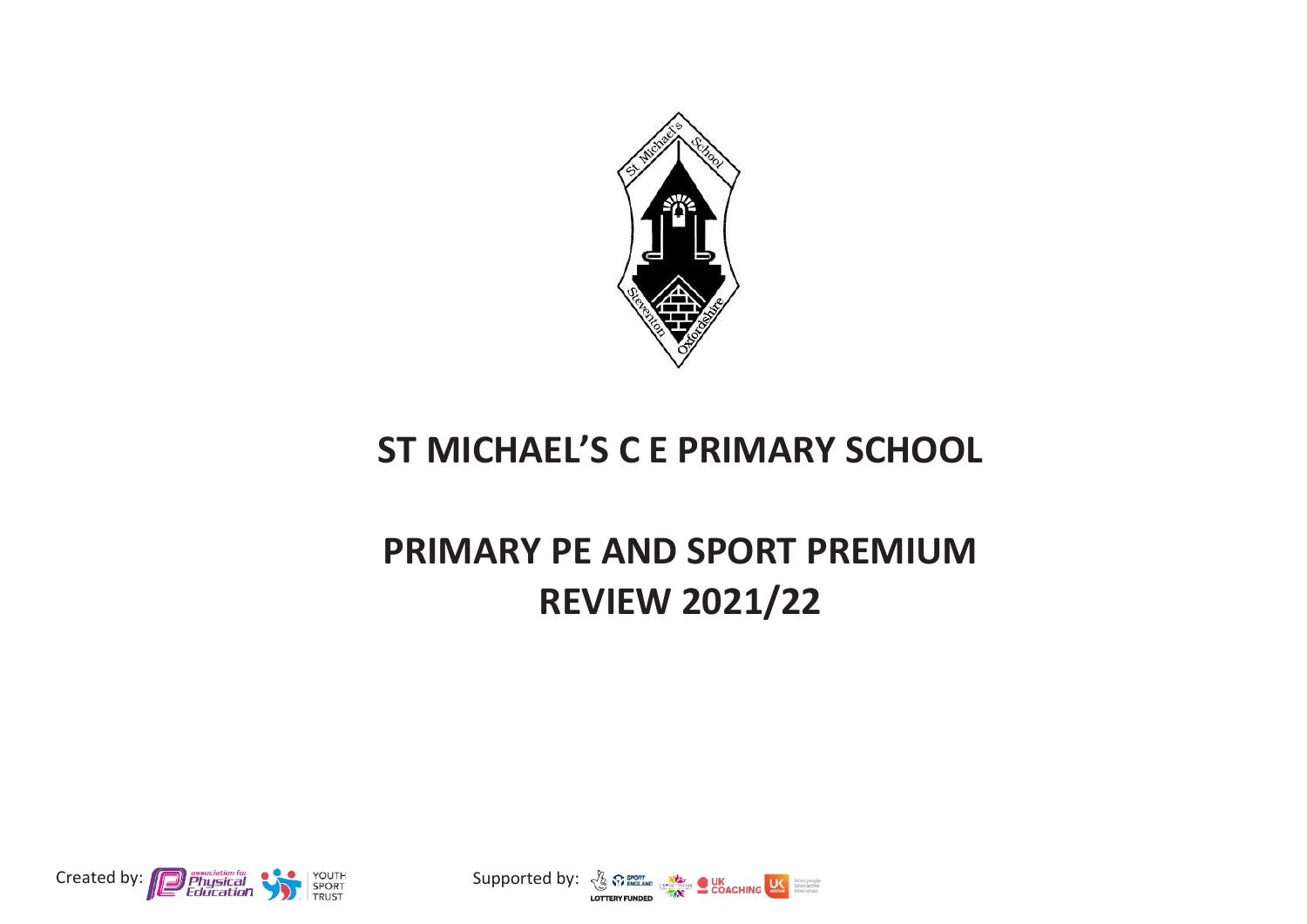# ST MICHAEL'S C E PRIMARY SCHOOL

# PRIMARY PE AND SPORT PREMIUM REVIEW 2021/22

Created by: Physical Education, Youth Sport Trust

Supported by: Sport England, UK Coaching, UK Active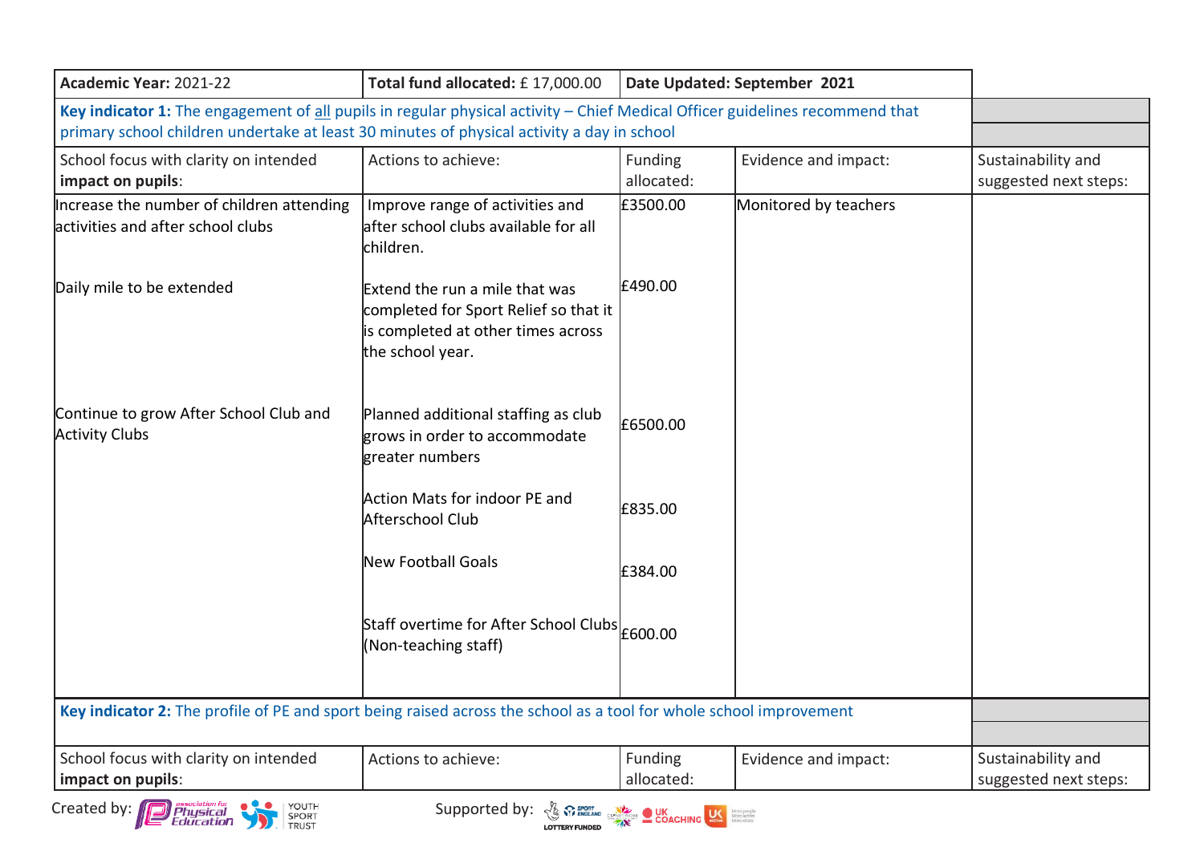| **Academic Year:** 2021-22 | **Total fund allocated:** £ 17,000.00 | **Date Updated: September 2021** | | |
|---|---|---|---|---|
| **Key indicator 1:** The engagement of all pupils in regular physical activity – Chief Medical Officer guidelines recommend that primary school children undertake at least 30 minutes of physical activity a day in school | | | | |
| School focus with clarity on intended **impact on pupils**: | Actions to achieve: | Funding allocated: | Evidence and impact: | Sustainability and suggested next steps: |
| Increase the number of children attending activities and after school clubs | Improve range of activities and after school clubs available for all children. | £3500.00 | Monitored by teachers | |
| Daily mile to be extended | Extend the run a mile that was completed for Sport Relief so that it is completed at other times across the school year. | £490.00 | | |
| Continue to grow After School Club and Activity Clubs | Planned additional staffing as club grows in order to accommodate greater numbers | £6500.00 | | |
| | Action Mats for indoor PE and Afterschool Club | £835.00 | | |
| | New Football Goals | £384.00 | | |
| | Staff overtime for After School Clubs (Non-teaching staff) | £600.00 | | |
| **Key indicator 2:** The profile of PE and sport being raised across the school as a tool for whole school improvement | | | | |
| School focus with clarity on intended **impact on pupils**: | Actions to achieve: | Funding allocated: | Evidence and impact: | Sustainability and suggested next steps: |

Created by: association for Physical Education, YOUTH SPORT TRUST

Supported by: SPORT ENGLAND, LOTTERY FUNDED, CSPNETWORK, UK COACHING, UK active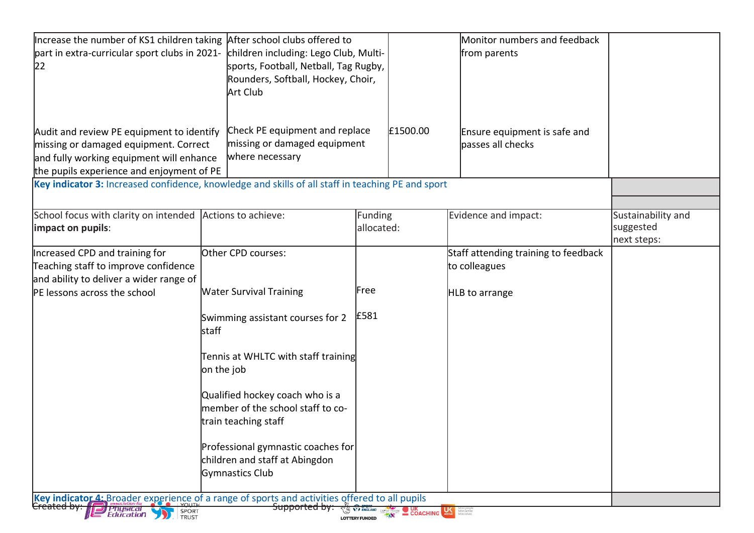| | | | | |
|---|---|---|---|---|
| Increase the number of KS1 children taking part in extra-curricular sport clubs in 2021-22 | After school clubs offered to children including: Lego Club, Multi-sports, Football, Netball, Tag Rugby, Rounders, Softball, Hockey, Choir, Art Club | | Monitor numbers and feedback from parents | |
| Audit and review PE equipment to identify missing or damaged equipment. Correct and fully working equipment will enhance the pupils experience and enjoyment of PE | Check PE equipment and replace missing or damaged equipment where necessary | £1500.00 | Ensure equipment is safe and passes all checks | |

**Key indicator 3:** Increased confidence, knowledge and skills of all staff in teaching PE and sport

| School focus with clarity on intended **impact on pupils**: | Actions to achieve: | Funding allocated: | Evidence and impact: | Sustainability and suggested next steps: |
|---|---|---|---|---|
| Increased CPD and training for Teaching staff to improve confidence and ability to deliver a wider range of PE lessons across the school | Other CPD courses:<br><br>Water Survival Training<br><br>Swimming assistant courses for 2 staff<br><br>Tennis at WHLTC with staff training on the job<br><br>Qualified hockey coach who is a member of the school staff to co-train teaching staff<br><br>Professional gymnastic coaches for children and staff at Abingdon Gymnastics Club | <br><br>Free<br><br>£581 | Staff attending training to feedback to colleagues<br><br>HLB to arrange | |

**Key indicator 4:** Broader experience of a range of sports and activities offered to all pupils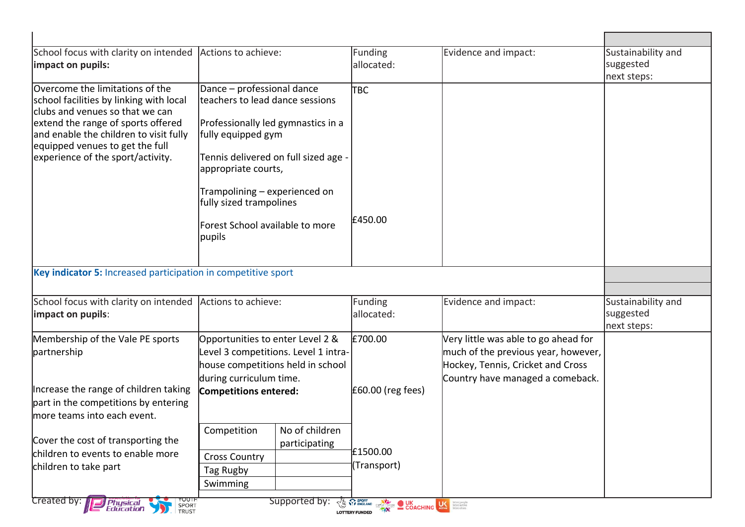| School focus with clarity on intended **impact on pupils:** | Actions to achieve: | Funding allocated: | Evidence and impact: | Sustainability and suggested next steps: |
|---|---|---|---|---|
| Overcome the limitations of the school facilities by linking with local clubs and venues so that we can extend the range of sports offered and enable the children to visit fully equipped venues to get the full experience of the sport/activity. | Dance – professional dance teachers to lead dance sessions<br><br>Professionally led gymnastics in a fully equipped gym<br><br>Tennis delivered on full sized age - appropriate courts,<br><br>Trampolining – experienced on fully sized trampolines<br><br>Forest School available to more pupils | TBC<br><br><br><br><br><br><br>£450.00 | | |

**Key indicator 5:** Increased participation in competitive sport

| School focus with clarity on intended **impact on pupils**: | Actions to achieve: | Funding allocated: | Evidence and impact: | Sustainability and suggested next steps: |
|---|---|---|---|---|
| Membership of the Vale PE sports partnership<br><br>Increase the range of children taking part in the competitions by entering more teams into each event.<br><br>Cover the cost of transporting the children to events to enable more children to take part | Opportunities to enter Level 2 & Level 3 competitions. Level 1 intra-house competitions held in school during curriculum time.<br>**Competitions entered:** | £700.00<br><br>£60.00 (reg fees)<br><br>£1500.00 (Transport) | Very little was able to go ahead for much of the previous year, however, Hockey, Tennis, Cricket and Cross Country have managed a comeback. | |

| Competition | No of children participating |
|---|---|
| Cross Country | |
| Tag Rugby | |
| Swimming | |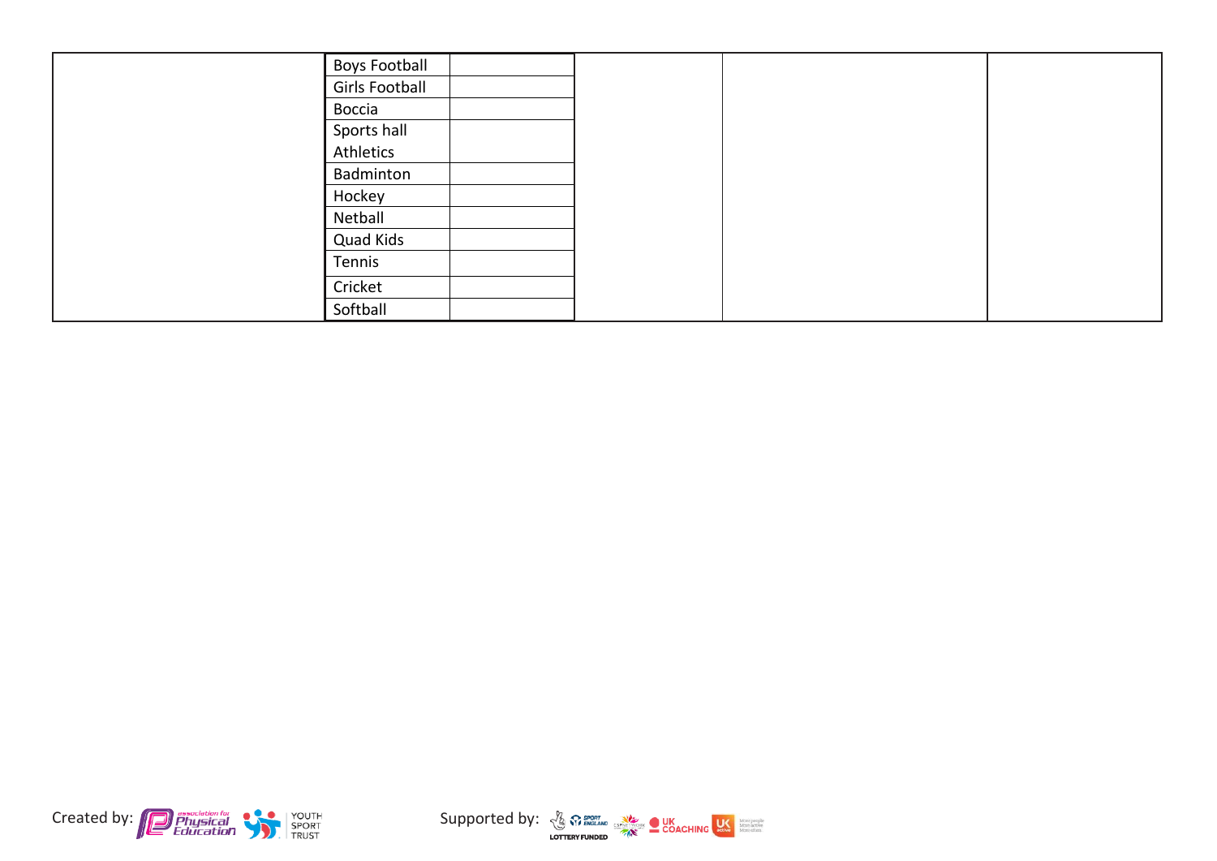| | | | | | |
|---|---|---|---|---|---|
| | Boys Football | | | | |
| | Girls Football | | | | |
| | Boccia | | | | |
| | Sports hall Athletics | | | | |
| | Badminton | | | | |
| | Hockey | | | | |
| | Netball | | | | |
| | Quad Kids | | | | |
| | Tennis | | | | |
| | Cricket | | | | |
| | Softball | | | | |

Created by:

Supported by: